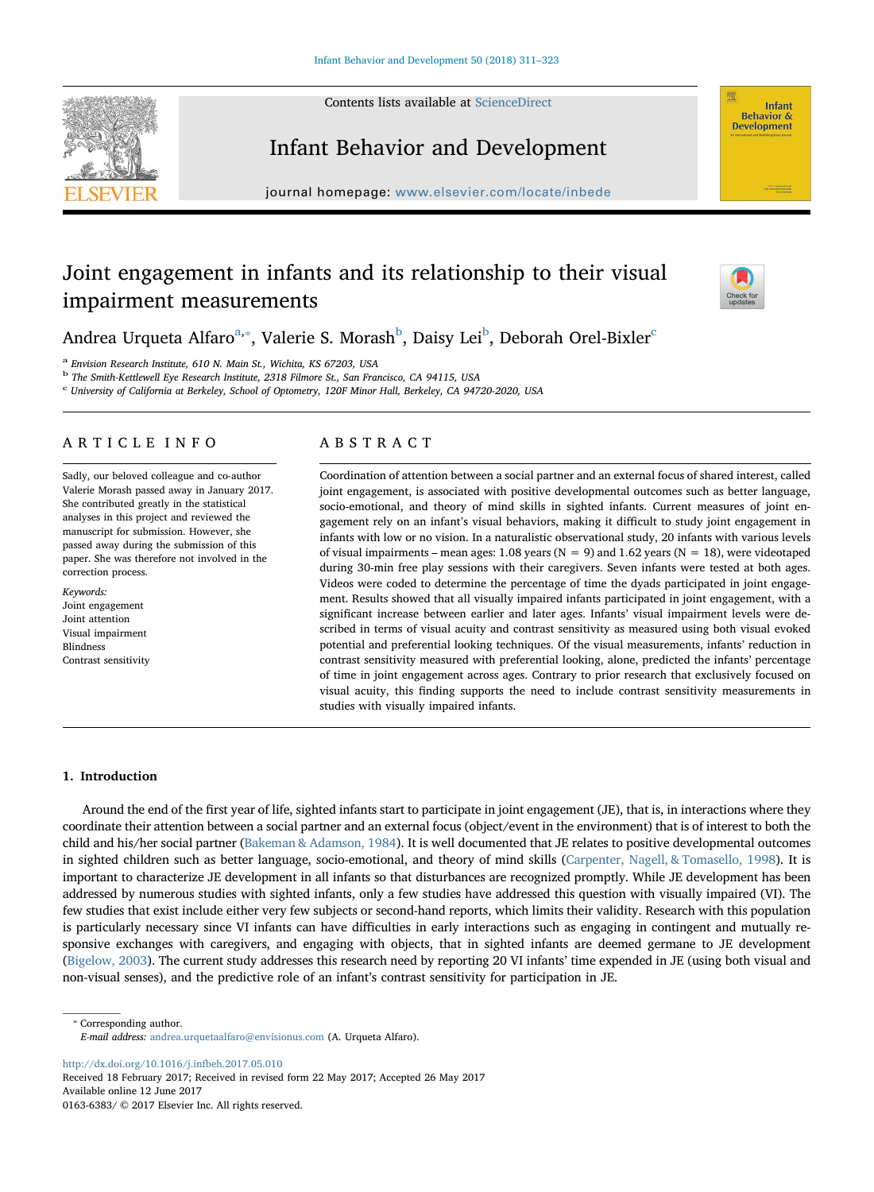# Joint engagement in infants and its relationship to their visual impairment measurements

Andrea Urqueta Alfaro[a,*], Valerie S. Morash[b], Daisy Lei[b], Deborah Orel-Bixler[c]

[a] Envision Research Institute, 610 N. Main St., Wichita, KS 67203, USA

[b] The Smith-Kettlewell Eye Research Institute, 2318 Filmore St., San Francisco, CA 94115, USA

[c] University of California at Berkeley, School of Optometry, 120F Minor Hall, Berkeley, CA 94720-2020, USA

## ARTICLE INFO

Sadly, our beloved colleague and co-author Valerie Morash passed away in January 2017. She contributed greatly in the statistical analyses in this project and reviewed the manuscript for submission. However, she passed away during the submission of this paper. She was therefore not involved in the correction process.

*Keywords:*
Joint engagement
Joint attention
Visual impairment
Blindness
Contrast sensitivity

## ABSTRACT

Coordination of attention between a social partner and an external focus of shared interest, called joint engagement, is associated with positive developmental outcomes such as better language, socio-emotional, and theory of mind skills in sighted infants. Current measures of joint engagement rely on an infant's visual behaviors, making it difficult to study joint engagement in infants with low or no vision. In a naturalistic observational study, 20 infants with various levels of visual impairments – mean ages: 1.08 years (N = 9) and 1.62 years (N = 18), were videotaped during 30-min free play sessions with their caregivers. Seven infants were tested at both ages. Videos were coded to determine the percentage of time the dyads participated in joint engagement. Results showed that all visually impaired infants participated in joint engagement, with a significant increase between earlier and later ages. Infants' visual impairment levels were described in terms of visual acuity and contrast sensitivity as measured using both visual evoked potential and preferential looking techniques. Of the visual measurements, infants' reduction in contrast sensitivity measured with preferential looking, alone, predicted the infants' percentage of time in joint engagement across ages. Contrary to prior research that exclusively focused on visual acuity, this finding supports the need to include contrast sensitivity measurements in studies with visually impaired infants.

## 1. Introduction

Around the end of the first year of life, sighted infants start to participate in joint engagement (JE), that is, in interactions where they coordinate their attention between a social partner and an external focus (object/event in the environment) that is of interest to both the child and his/her social partner (Bakeman & Adamson, 1984). It is well documented that JE relates to positive developmental outcomes in sighted children such as better language, socio-emotional, and theory of mind skills (Carpenter, Nagell, & Tomasello, 1998). It is important to characterize JE development in all infants so that disturbances are recognized promptly. While JE development has been addressed by numerous studies with sighted infants, only a few studies have addressed this question with visually impaired (VI). The few studies that exist include either very few subjects or second-hand reports, which limits their validity. Research with this population is particularly necessary since VI infants can have difficulties in early interactions such as engaging in contingent and mutually responsive exchanges with caregivers, and engaging with objects, that in sighted infants are deemed germane to JE development (Bigelow, 2003). The current study addresses this research need by reporting 20 VI infants' time expended in JE (using both visual and non-visual senses), and the predictive role of an infant's contrast sensitivity for participation in JE.

---

* Corresponding author.
*E-mail address:* andrea.urquetaalfaro@envisionus.com (A. Urqueta Alfaro).

http://dx.doi.org/10.1016/j.infbeh.2017.05.010
Received 18 February 2017; Received in revised form 22 May 2017; Accepted 26 May 2017
Available online 12 June 2017
0163-6383/ © 2017 Elsevier Inc. All rights reserved.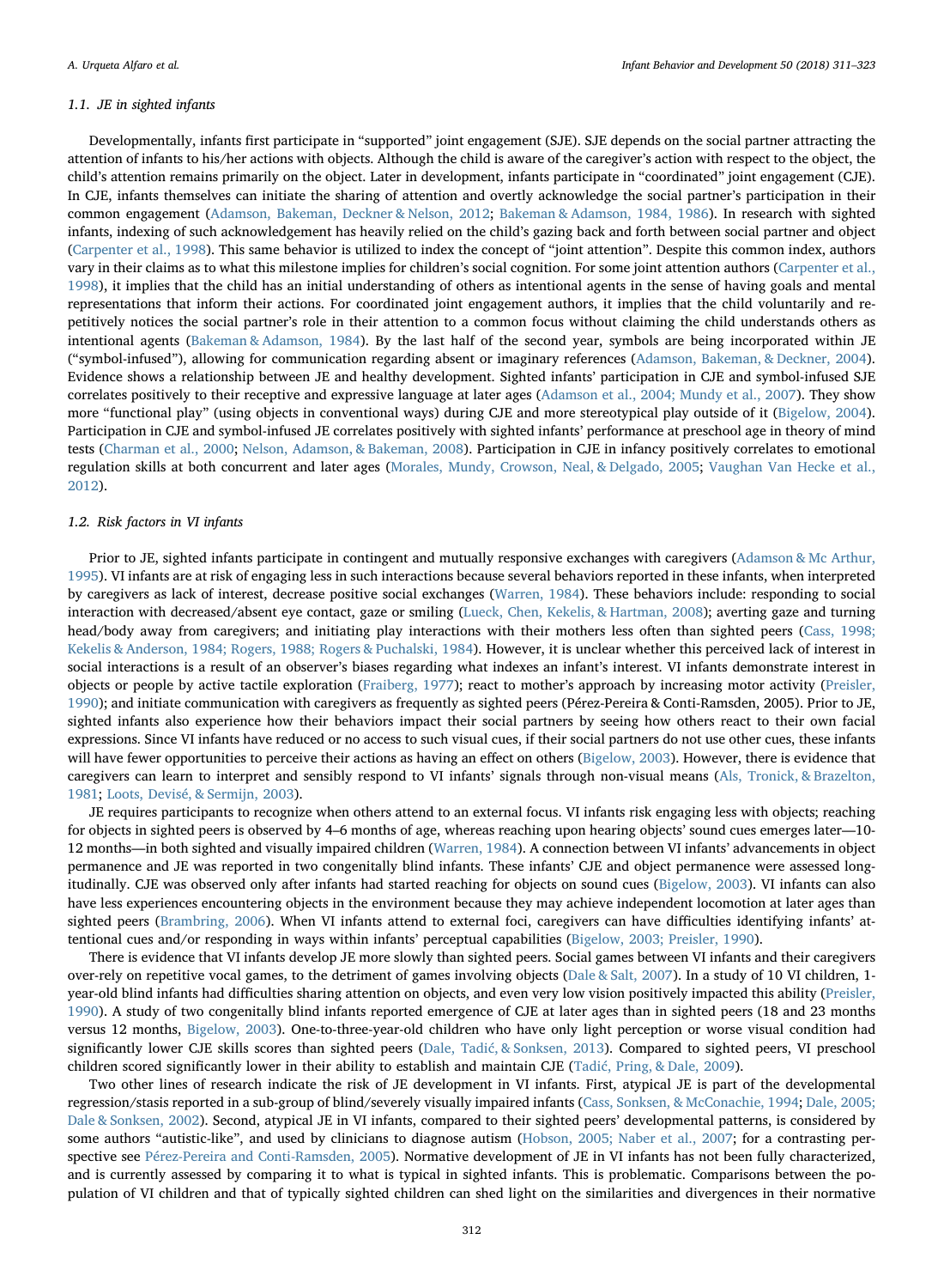### 1.1. JE in sighted infants

Developmentally, infants first participate in "supported" joint engagement (SJE). SJE depends on the social partner attracting the attention of infants to his/her actions with objects. Although the child is aware of the caregiver's action with respect to the object, the child's attention remains primarily on the object. Later in development, infants participate in "coordinated" joint engagement (CJE). In CJE, infants themselves can initiate the sharing of attention and overtly acknowledge the social partner's participation in their common engagement (Adamson, Bakeman, Deckner & Nelson, 2012; Bakeman & Adamson, 1984, 1986). In research with sighted infants, indexing of such acknowledgement has heavily relied on the child's gazing back and forth between social partner and object (Carpenter et al., 1998). This same behavior is utilized to index the concept of "joint attention". Despite this common index, authors vary in their claims as to what this milestone implies for children's social cognition. For some joint attention authors (Carpenter et al., 1998), it implies that the child has an initial understanding of others as intentional agents in the sense of having goals and mental representations that inform their actions. For coordinated joint engagement authors, it implies that the child voluntarily and repetitively notices the social partner's role in their attention to a common focus without claiming the child understands others as intentional agents (Bakeman & Adamson, 1984). By the last half of the second year, symbols are being incorporated within JE ("symbol-infused"), allowing for communication regarding absent or imaginary references (Adamson, Bakeman, & Deckner, 2004). Evidence shows a relationship between JE and healthy development. Sighted infants' participation in CJE and symbol-infused SJE correlates positively to their receptive and expressive language at later ages (Adamson et al., 2004; Mundy et al., 2007). They show more "functional play" (using objects in conventional ways) during CJE and more stereotypical play outside of it (Bigelow, 2004). Participation in CJE and symbol-infused JE correlates positively with sighted infants' performance at preschool age in theory of mind tests (Charman et al., 2000; Nelson, Adamson, & Bakeman, 2008). Participation in CJE in infancy positively correlates to emotional regulation skills at both concurrent and later ages (Morales, Mundy, Crowson, Neal, & Delgado, 2005; Vaughan Van Hecke et al., 2012).

### 1.2. Risk factors in VI infants

Prior to JE, sighted infants participate in contingent and mutually responsive exchanges with caregivers (Adamson & Mc Arthur, 1995). VI infants are at risk of engaging less in such interactions because several behaviors reported in these infants, when interpreted by caregivers as lack of interest, decrease positive social exchanges (Warren, 1984). These behaviors include: responding to social interaction with decreased/absent eye contact, gaze or smiling (Lueck, Chen, Kekelis, & Hartman, 2008); averting gaze and turning head/body away from caregivers; and initiating play interactions with their mothers less often than sighted peers (Cass, 1998; Kekelis & Anderson, 1984; Rogers, 1988; Rogers & Puchalski, 1984). However, it is unclear whether this perceived lack of interest in social interactions is a result of an observer's biases regarding what indexes an infant's interest. VI infants demonstrate interest in objects or people by active tactile exploration (Fraiberg, 1977); react to mother's approach by increasing motor activity (Preisler, 1990); and initiate communication with caregivers as frequently as sighted peers (Pérez-Pereira & Conti-Ramsden, 2005). Prior to JE, sighted infants also experience how their behaviors impact their social partners by seeing how others react to their own facial expressions. Since VI infants have reduced or no access to such visual cues, if their social partners do not use other cues, these infants will have fewer opportunities to perceive their actions as having an effect on others (Bigelow, 2003). However, there is evidence that caregivers can learn to interpret and sensibly respond to VI infants' signals through non-visual means (Als, Tronick, & Brazelton, 1981; Loots, Devisé, & Sermijn, 2003).

JE requires participants to recognize when others attend to an external focus. VI infants risk engaging less with objects; reaching for objects in sighted peers is observed by 4–6 months of age, whereas reaching upon hearing objects' sound cues emerges later—10-12 months—in both sighted and visually impaired children (Warren, 1984). A connection between VI infants' advancements in object permanence and JE was reported in two congenitally blind infants. These infants' CJE and object permanence were assessed longitudinally. CJE was observed only after infants had started reaching for objects on sound cues (Bigelow, 2003). VI infants can also have less experiences encountering objects in the environment because they may achieve independent locomotion at later ages than sighted peers (Brambring, 2006). When VI infants attend to external foci, caregivers can have difficulties identifying infants' attentional cues and/or responding in ways within infants' perceptual capabilities (Bigelow, 2003; Preisler, 1990).

There is evidence that VI infants develop JE more slowly than sighted peers. Social games between VI infants and their caregivers over-rely on repetitive vocal games, to the detriment of games involving objects (Dale & Salt, 2007). In a study of 10 VI children, 1-year-old blind infants had difficulties sharing attention on objects, and even very low vision positively impacted this ability (Preisler, 1990). A study of two congenitally blind infants reported emergence of CJE at later ages than in sighted peers (18 and 23 months versus 12 months, Bigelow, 2003). One-to-three-year-old children who have only light perception or worse visual condition had significantly lower CJE skills scores than sighted peers (Dale, Tadić, & Sonksen, 2013). Compared to sighted peers, VI preschool children scored significantly lower in their ability to establish and maintain CJE (Tadić, Pring, & Dale, 2009).

Two other lines of research indicate the risk of JE development in VI infants. First, atypical JE is part of the developmental regression/stasis reported in a sub-group of blind/severely visually impaired infants (Cass, Sonksen, & McConachie, 1994; Dale, 2005; Dale & Sonksen, 2002). Second, atypical JE in VI infants, compared to their sighted peers' developmental patterns, is considered by some authors "autistic-like", and used by clinicians to diagnose autism (Hobson, 2005; Naber et al., 2007; for a contrasting perspective see Pérez-Pereira and Conti-Ramsden, 2005). Normative development of JE in VI infants has not been fully characterized, and is currently assessed by comparing it to what is typical in sighted infants. This is problematic. Comparisons between the population of VI children and that of typically sighted children can shed light on the similarities and divergences in their normative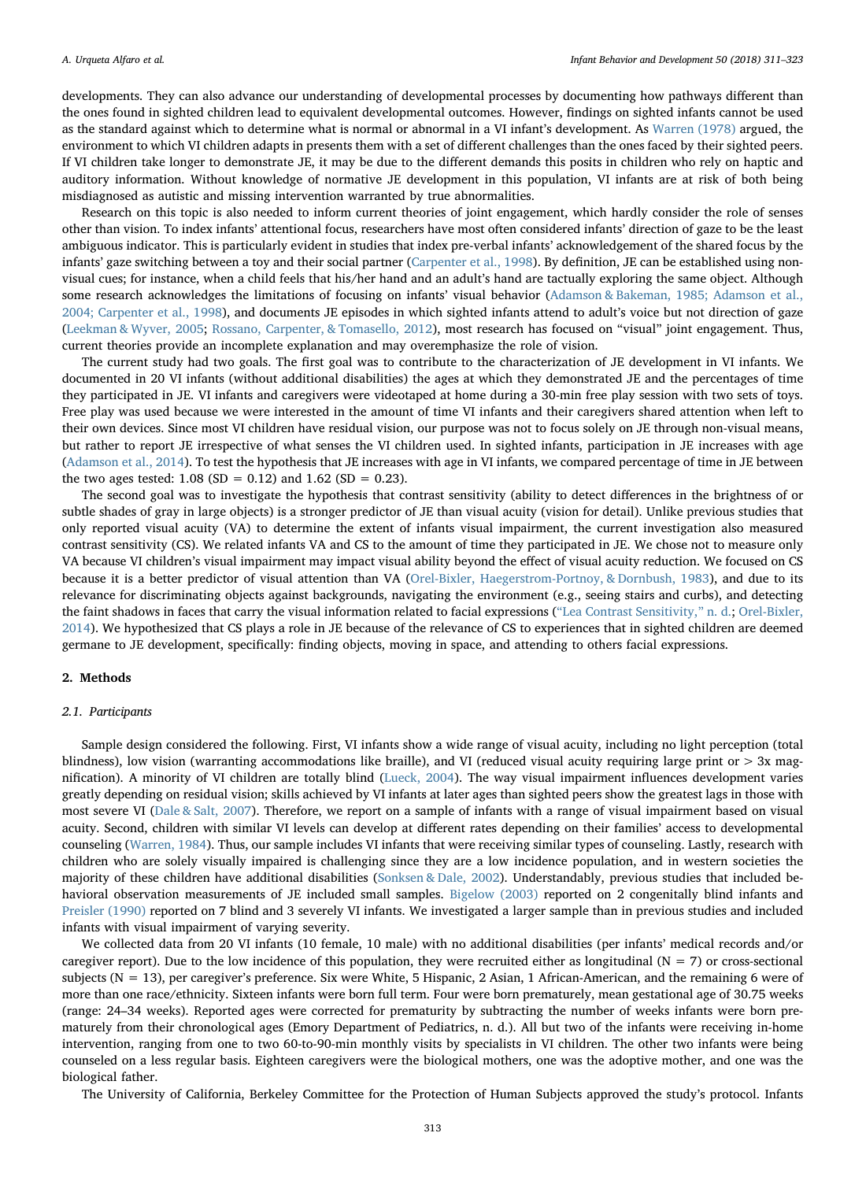developments. They can also advance our understanding of developmental processes by documenting how pathways different than the ones found in sighted children lead to equivalent developmental outcomes. However, findings on sighted infants cannot be used as the standard against which to determine what is normal or abnormal in a VI infant's development. As Warren (1978) argued, the environment to which VI children adapts in presents them with a set of different challenges than the ones faced by their sighted peers. If VI children take longer to demonstrate JE, it may be due to the different demands this posits in children who rely on haptic and auditory information. Without knowledge of normative JE development in this population, VI infants are at risk of both being misdiagnosed as autistic and missing intervention warranted by true abnormalities.

Research on this topic is also needed to inform current theories of joint engagement, which hardly consider the role of senses other than vision. To index infants' attentional focus, researchers have most often considered infants' direction of gaze to be the least ambiguous indicator. This is particularly evident in studies that index pre-verbal infants' acknowledgement of the shared focus by the infants' gaze switching between a toy and their social partner (Carpenter et al., 1998). By definition, JE can be established using non-visual cues; for instance, when a child feels that his/her hand and an adult's hand are tactually exploring the same object. Although some research acknowledges the limitations of focusing on infants' visual behavior (Adamson & Bakeman, 1985; Adamson et al., 2004; Carpenter et al., 1998), and documents JE episodes in which sighted infants attend to adult's voice but not direction of gaze (Leekman & Wyver, 2005; Rossano, Carpenter, & Tomasello, 2012), most research has focused on "visual" joint engagement. Thus, current theories provide an incomplete explanation and may overemphasize the role of vision.

The current study had two goals. The first goal was to contribute to the characterization of JE development in VI infants. We documented in 20 VI infants (without additional disabilities) the ages at which they demonstrated JE and the percentages of time they participated in JE. VI infants and caregivers were videotaped at home during a 30-min free play session with two sets of toys. Free play was used because we were interested in the amount of time VI infants and their caregivers shared attention when left to their own devices. Since most VI children have residual vision, our purpose was not to focus solely on JE through non-visual means, but rather to report JE irrespective of what senses the VI children used. In sighted infants, participation in JE increases with age (Adamson et al., 2014). To test the hypothesis that JE increases with age in VI infants, we compared percentage of time in JE between the two ages tested: 1.08 (SD = 0.12) and 1.62 (SD = 0.23).

The second goal was to investigate the hypothesis that contrast sensitivity (ability to detect differences in the brightness of or subtle shades of gray in large objects) is a stronger predictor of JE than visual acuity (vision for detail). Unlike previous studies that only reported visual acuity (VA) to determine the extent of infants visual impairment, the current investigation also measured contrast sensitivity (CS). We related infants VA and CS to the amount of time they participated in JE. We chose not to measure only VA because VI children's visual impairment may impact visual ability beyond the effect of visual acuity reduction. We focused on CS because it is a better predictor of visual attention than VA (Orel-Bixler, Haegerstrom-Portnoy, & Dornbush, 1983), and due to its relevance for discriminating objects against backgrounds, navigating the environment (e.g., seeing stairs and curbs), and detecting the faint shadows in faces that carry the visual information related to facial expressions ("Lea Contrast Sensitivity," n. d.; Orel-Bixler, 2014). We hypothesized that CS plays a role in JE because of the relevance of CS to experiences that in sighted children are deemed germane to JE development, specifically: finding objects, moving in space, and attending to others facial expressions.

## 2. Methods

### *2.1. Participants*

Sample design considered the following. First, VI infants show a wide range of visual acuity, including no light perception (total blindness), low vision (warranting accommodations like braille), and VI (reduced visual acuity requiring large print or > 3x magnification). A minority of VI children are totally blind (Lueck, 2004). The way visual impairment influences development varies greatly depending on residual vision; skills achieved by VI infants at later ages than sighted peers show the greatest lags in those with most severe VI (Dale & Salt, 2007). Therefore, we report on a sample of infants with a range of visual impairment based on visual acuity. Second, children with similar VI levels can develop at different rates depending on their families' access to developmental counseling (Warren, 1984). Thus, our sample includes VI infants that were receiving similar types of counseling. Lastly, research with children who are solely visually impaired is challenging since they are a low incidence population, and in western societies the majority of these children have additional disabilities (Sonksen & Dale, 2002). Understandably, previous studies that included behavioral observation measurements of JE included small samples. Bigelow (2003) reported on 2 congenitally blind infants and Preisler (1990) reported on 7 blind and 3 severely VI infants. We investigated a larger sample than in previous studies and included infants with visual impairment of varying severity.

We collected data from 20 VI infants (10 female, 10 male) with no additional disabilities (per infants' medical records and/or caregiver report). Due to the low incidence of this population, they were recruited either as longitudinal (N = 7) or cross-sectional subjects (N = 13), per caregiver's preference. Six were White, 5 Hispanic, 2 Asian, 1 African-American, and the remaining 6 were of more than one race/ethnicity. Sixteen infants were born full term. Four were born prematurely, mean gestational age of 30.75 weeks (range: 24–34 weeks). Reported ages were corrected for prematurity by subtracting the number of weeks infants were born prematurely from their chronological ages (Emory Department of Pediatrics, n. d.). All but two of the infants were receiving in-home intervention, ranging from one to two 60-to-90-min monthly visits by specialists in VI children. The other two infants were being counseled on a less regular basis. Eighteen caregivers were the biological mothers, one was the adoptive mother, and one was the biological father.

The University of California, Berkeley Committee for the Protection of Human Subjects approved the study's protocol. Infants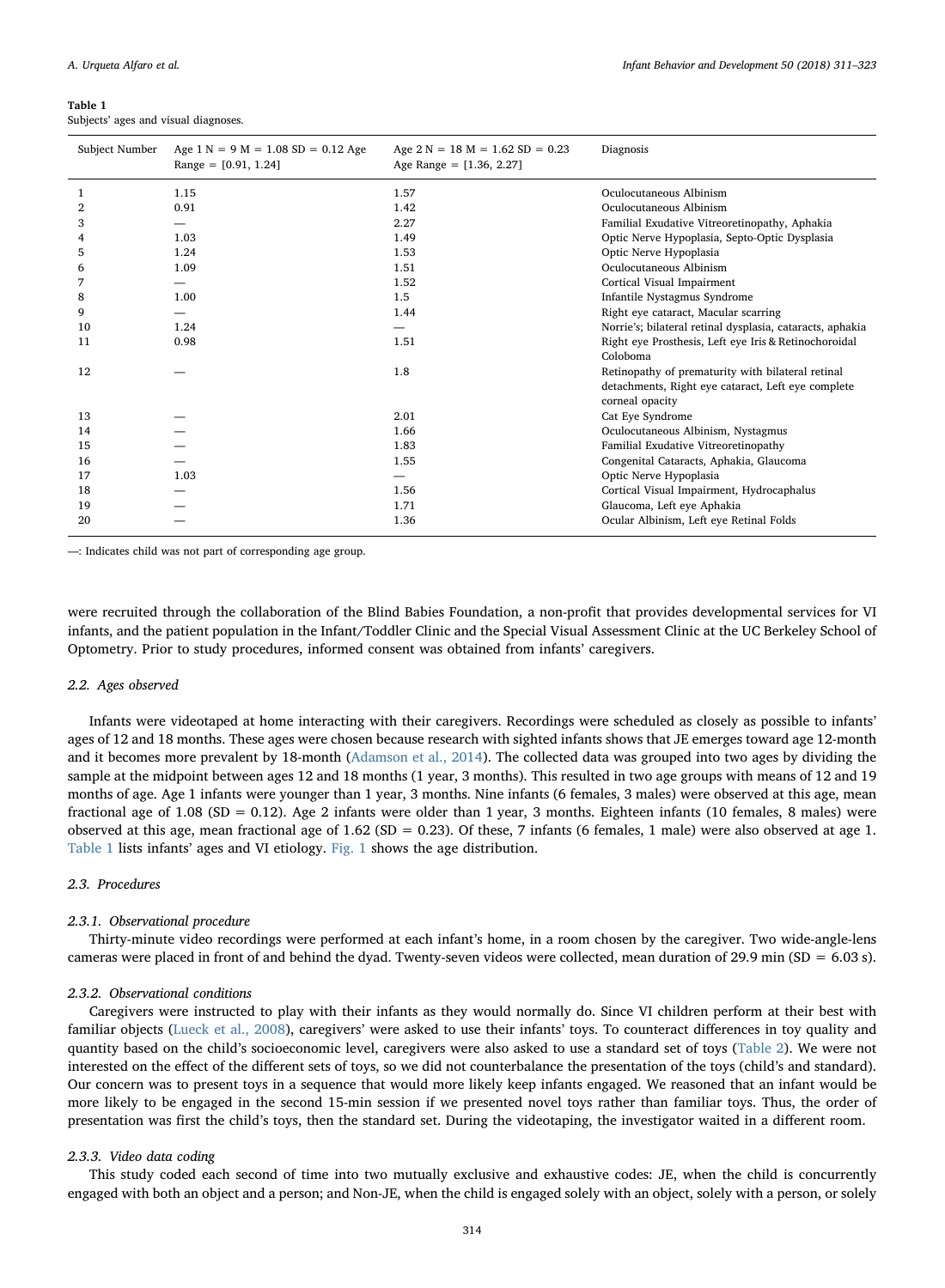**Table 1**
Subjects' ages and visual diagnoses.

| Subject Number | Age 1 N = 9 M = 1.08 SD = 0.12 Age Range = [0.91, 1.24] | Age 2 N = 18 M = 1.62 SD = 0.23 Age Range = [1.36, 2.27] | Diagnosis |
|---|---|---|---|
| 1 | 1.15 | 1.57 | Oculocutaneous Albinism |
| 2 | 0.91 | 1.42 | Oculocutaneous Albinism |
| 3 | — | 2.27 | Familial Exudative Vitreoretinopathy, Aphakia |
| 4 | 1.03 | 1.49 | Optic Nerve Hypoplasia, Septo-Optic Dysplasia |
| 5 | 1.24 | 1.53 | Optic Nerve Hypoplasia |
| 6 | 1.09 | 1.51 | Oculocutaneous Albinism |
| 7 | — | 1.52 | Cortical Visual Impairment |
| 8 | 1.00 | 1.5 | Infantile Nystagmus Syndrome |
| 9 | — | 1.44 | Right eye cataract, Macular scarring |
| 10 | 1.24 | — | Norrie's; bilateral retinal dysplasia, cataracts, aphakia |
| 11 | 0.98 | 1.51 | Right eye Prosthesis, Left eye Iris & Retinochoroidal Coloboma |
| 12 | — | 1.8 | Retinopathy of prematurity with bilateral retinal detachments, Right eye cataract, Left eye complete corneal opacity |
| 13 | — | 2.01 | Cat Eye Syndrome |
| 14 | — | 1.66 | Oculocutaneous Albinism, Nystagmus |
| 15 | — | 1.83 | Familial Exudative Vitreoretinopathy |
| 16 | — | 1.55 | Congenital Cataracts, Aphakia, Glaucoma |
| 17 | 1.03 | — | Optic Nerve Hypoplasia |
| 18 | — | 1.56 | Cortical Visual Impairment, Hydrocaphalus |
| 19 | — | 1.71 | Glaucoma, Left eye Aphakia |
| 20 | — | 1.36 | Ocular Albinism, Left eye Retinal Folds |

—: Indicates child was not part of corresponding age group.

were recruited through the collaboration of the Blind Babies Foundation, a non-profit that provides developmental services for VI infants, and the patient population in the Infant/Toddler Clinic and the Special Visual Assessment Clinic at the UC Berkeley School of Optometry. Prior to study procedures, informed consent was obtained from infants' caregivers.

### 2.2. Ages observed

Infants were videotaped at home interacting with their caregivers. Recordings were scheduled as closely as possible to infants' ages of 12 and 18 months. These ages were chosen because research with sighted infants shows that JE emerges toward age 12-month and it becomes more prevalent by 18-month (Adamson et al., 2014). The collected data was grouped into two ages by dividing the sample at the midpoint between ages 12 and 18 months (1 year, 3 months). This resulted in two age groups with means of 12 and 19 months of age. Age 1 infants were younger than 1 year, 3 months. Nine infants (6 females, 3 males) were observed at this age, mean fractional age of 1.08 (SD = 0.12). Age 2 infants were older than 1 year, 3 months. Eighteen infants (10 females, 8 males) were observed at this age, mean fractional age of 1.62 (SD = 0.23). Of these, 7 infants (6 females, 1 male) were also observed at age 1. Table 1 lists infants' ages and VI etiology. Fig. 1 shows the age distribution.

### 2.3. Procedures

#### 2.3.1. Observational procedure

Thirty-minute video recordings were performed at each infant's home, in a room chosen by the caregiver. Two wide-angle-lens cameras were placed in front of and behind the dyad. Twenty-seven videos were collected, mean duration of 29.9 min (SD = 6.03 s).

#### 2.3.2. Observational conditions

Caregivers were instructed to play with their infants as they would normally do. Since VI children perform at their best with familiar objects (Lueck et al., 2008), caregivers' were asked to use their infants' toys. To counteract differences in toy quality and quantity based on the child's socioeconomic level, caregivers were also asked to use a standard set of toys (Table 2). We were not interested on the effect of the different sets of toys, so we did not counterbalance the presentation of the toys (child's and standard). Our concern was to present toys in a sequence that would more likely keep infants engaged. We reasoned that an infant would be more likely to be engaged in the second 15-min session if we presented novel toys rather than familiar toys. Thus, the order of presentation was first the child's toys, then the standard set. During the videotaping, the investigator waited in a different room.

#### 2.3.3. Video data coding

This study coded each second of time into two mutually exclusive and exhaustive codes: JE, when the child is concurrently engaged with both an object and a person; and Non-JE, when the child is engaged solely with an object, solely with a person, or solely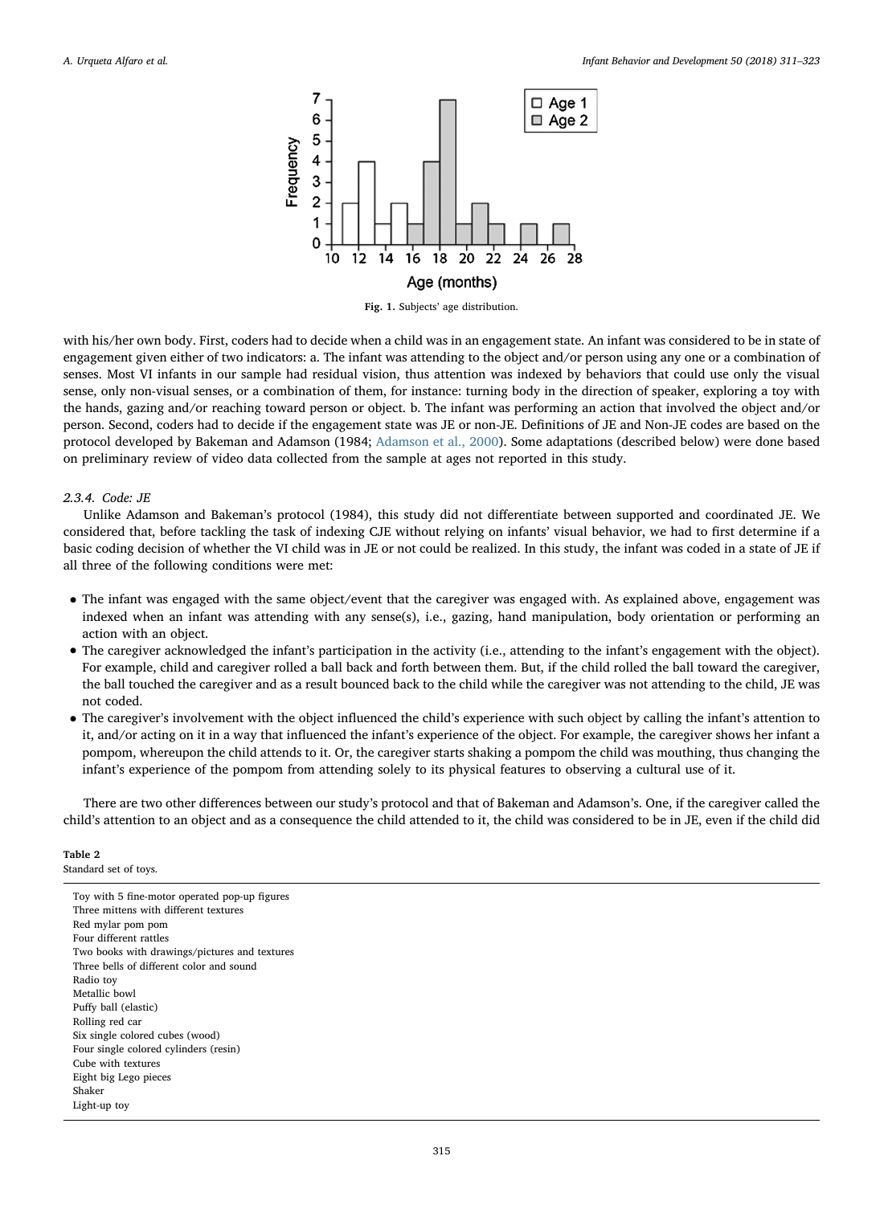Fig. 1. Subjects' age distribution.

with his/her own body. First, coders had to decide when a child was in an engagement state. An infant was considered to be in state of engagement given either of two indicators: a. The infant was attending to the object and/or person using any one or a combination of senses. Most VI infants in our sample had residual vision, thus attention was indexed by behaviors that could use only the visual sense, only non-visual senses, or a combination of them, for instance: turning body in the direction of speaker, exploring a toy with the hands, gazing and/or reaching toward person or object. b. The infant was performing an action that involved the object and/or person. Second, coders had to decide if the engagement state was JE or non-JE. Definitions of JE and Non-JE codes are based on the protocol developed by Bakeman and Adamson (1984; Adamson et al., 2000). Some adaptations (described below) were done based on preliminary review of video data collected from the sample at ages not reported in this study.

#### 2.3.4. Code: JE

Unlike Adamson and Bakeman's protocol (1984), this study did not differentiate between supported and coordinated JE. We considered that, before tackling the task of indexing CJE without relying on infants' visual behavior, we had to first determine if a basic coding decision of whether the VI child was in JE or not could be realized. In this study, the infant was coded in a state of JE if all three of the following conditions were met:

- The infant was engaged with the same object/event that the caregiver was engaged with. As explained above, engagement was indexed when an infant was attending with any sense(s), i.e., gazing, hand manipulation, body orientation or performing an action with an object.
- The caregiver acknowledged the infant's participation in the activity (i.e., attending to the infant's engagement with the object). For example, child and caregiver rolled a ball back and forth between them. But, if the child rolled the ball toward the caregiver, the ball touched the caregiver and as a result bounced back to the child while the caregiver was not attending to the child, JE was not coded.
- The caregiver's involvement with the object influenced the child's experience with such object by calling the infant's attention to it, and/or acting on it in a way that influenced the infant's experience of the object. For example, the caregiver shows her infant a pompom, whereupon the child attends to it. Or, the caregiver starts shaking a pompom the child was mouthing, thus changing the infant's experience of the pompom from attending solely to its physical features to observing a cultural use of it.

There are two other differences between our study's protocol and that of Bakeman and Adamson's. One, if the caregiver called the child's attention to an object and as a consequence the child attended to it, the child was considered to be in JE, even if the child did

**Table 2**
Standard set of toys.

| |
|---|
| Toy with 5 fine-motor operated pop-up figures |
| Three mittens with different textures |
| Red mylar pom pom |
| Four different rattles |
| Two books with drawings/pictures and textures |
| Three bells of different color and sound |
| Radio toy |
| Metallic bowl |
| Puffy ball (elastic) |
| Rolling red car |
| Six single colored cubes (wood) |
| Four single colored cylinders (resin) |
| Cube with textures |
| Eight big Lego pieces |
| Shaker |
| Light-up toy |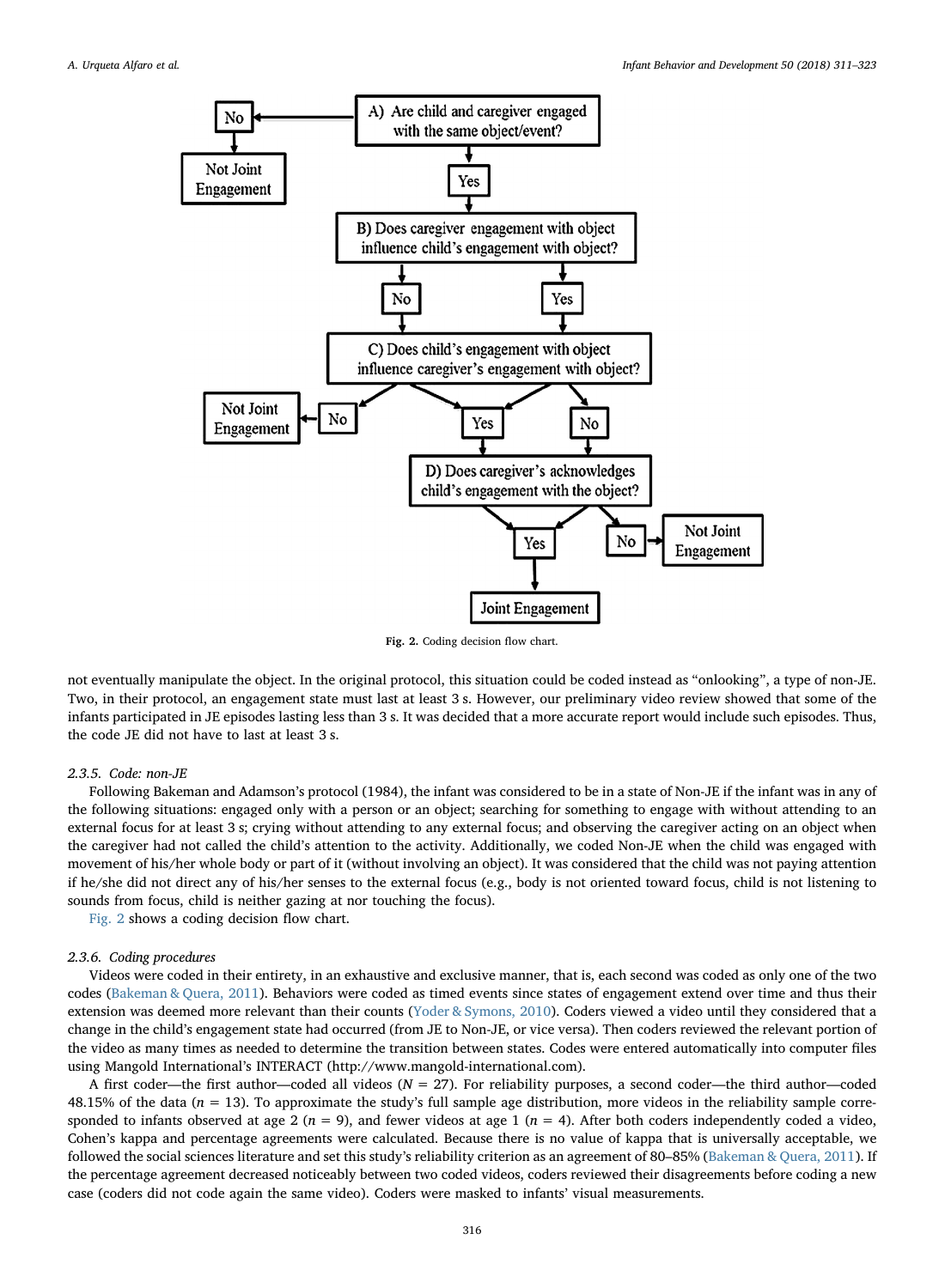Fig. 2. Coding decision flow chart.

not eventually manipulate the object. In the original protocol, this situation could be coded instead as "onlooking", a type of non-JE. Two, in their protocol, an engagement state must last at least 3 s. However, our preliminary video review showed that some of the infants participated in JE episodes lasting less than 3 s. It was decided that a more accurate report would include such episodes. Thus, the code JE did not have to last at least 3 s.

### 2.3.5. Code: non-JE

Following Bakeman and Adamson's protocol (1984), the infant was considered to be in a state of Non-JE if the infant was in any of the following situations: engaged only with a person or an object; searching for something to engage with without attending to an external focus for at least 3 s; crying without attending to any external focus; and observing the caregiver acting on an object when the caregiver had not called the child's attention to the activity. Additionally, we coded Non-JE when the child was engaged with movement of his/her whole body or part of it (without involving an object). It was considered that the child was not paying attention if he/she did not direct any of his/her senses to the external focus (e.g., body is not oriented toward focus, child is not listening to sounds from focus, child is neither gazing at nor touching the focus).

Fig. 2 shows a coding decision flow chart.

### 2.3.6. Coding procedures

Videos were coded in their entirety, in an exhaustive and exclusive manner, that is, each second was coded as only one of the two codes (Bakeman & Quera, 2011). Behaviors were coded as timed events since states of engagement extend over time and thus their extension was deemed more relevant than their counts (Yoder & Symons, 2010). Coders viewed a video until they considered that a change in the child's engagement state had occurred (from JE to Non-JE, or vice versa). Then coders reviewed the relevant portion of the video as many times as needed to determine the transition between states. Codes were entered automatically into computer files using Mangold International's INTERACT (http://www.mangold-international.com).

A first coder—the first author—coded all videos ($N = 27$). For reliability purposes, a second coder—the third author—coded 48.15% of the data ($n = 13$). To approximate the study's full sample age distribution, more videos in the reliability sample corresponded to infants observed at age 2 ($n = 9$), and fewer videos at age 1 ($n = 4$). After both coders independently coded a video, Cohen's kappa and percentage agreements were calculated. Because there is no value of kappa that is universally acceptable, we followed the social sciences literature and set this study's reliability criterion as an agreement of 80–85% (Bakeman & Quera, 2011). If the percentage agreement decreased noticeably between two coded videos, coders reviewed their disagreements before coding a new case (coders did not code again the same video). Coders were masked to infants' visual measurements.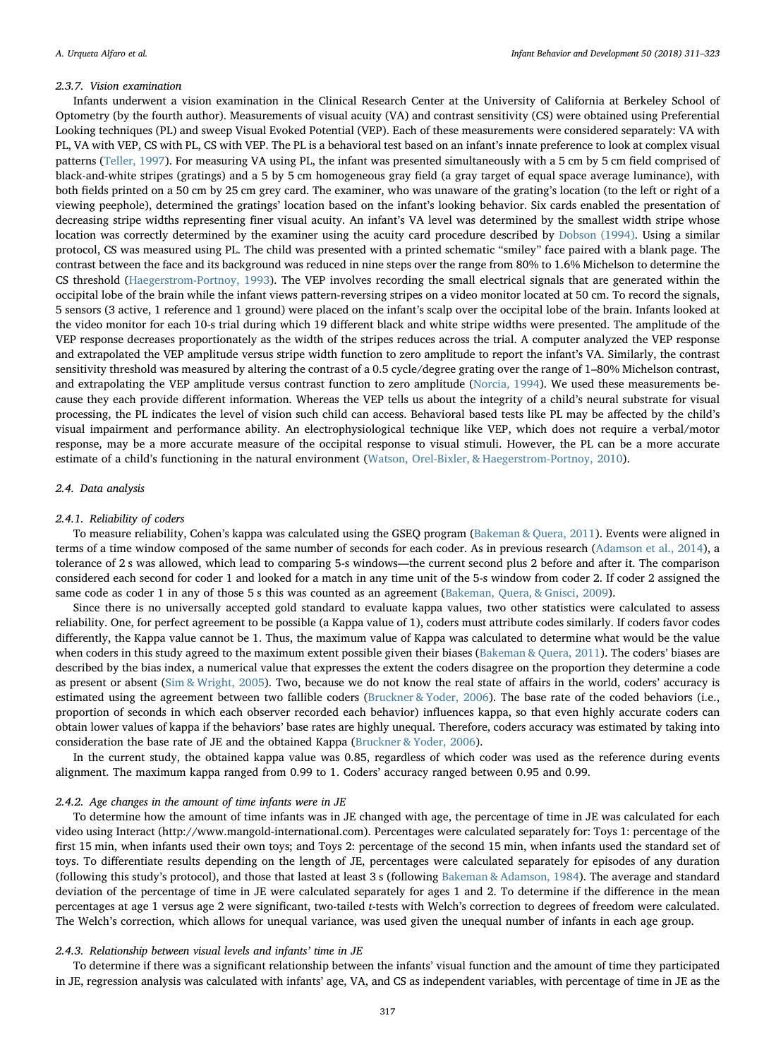#### 2.3.7. Vision examination

Infants underwent a vision examination in the Clinical Research Center at the University of California at Berkeley School of Optometry (by the fourth author). Measurements of visual acuity (VA) and contrast sensitivity (CS) were obtained using Preferential Looking techniques (PL) and sweep Visual Evoked Potential (VEP). Each of these measurements were considered separately: VA with PL, VA with VEP, CS with PL, CS with VEP. The PL is a behavioral test based on an infant's innate preference to look at complex visual patterns (Teller, 1997). For measuring VA using PL, the infant was presented simultaneously with a 5 cm by 5 cm field comprised of black-and-white stripes (gratings) and a 5 by 5 cm homogeneous gray field (a gray target of equal space average luminance), with both fields printed on a 50 cm by 25 cm grey card. The examiner, who was unaware of the grating's location (to the left or right of a viewing peephole), determined the gratings' location based on the infant's looking behavior. Six cards enabled the presentation of decreasing stripe widths representing finer visual acuity. An infant's VA level was determined by the smallest width stripe whose location was correctly determined by the examiner using the acuity card procedure described by Dobson (1994). Using a similar protocol, CS was measured using PL. The child was presented with a printed schematic "smiley" face paired with a blank page. The contrast between the face and its background was reduced in nine steps over the range from 80% to 1.6% Michelson to determine the CS threshold (Haegerstrom-Portnoy, 1993). The VEP involves recording the small electrical signals that are generated within the occipital lobe of the brain while the infant views pattern-reversing stripes on a video monitor located at 50 cm. To record the signals, 5 sensors (3 active, 1 reference and 1 ground) were placed on the infant's scalp over the occipital lobe of the brain. Infants looked at the video monitor for each 10-s trial during which 19 different black and white stripe widths were presented. The amplitude of the VEP response decreases proportionately as the width of the stripes reduces across the trial. A computer analyzed the VEP response and extrapolated the VEP amplitude versus stripe width function to zero amplitude to report the infant's VA. Similarly, the contrast sensitivity threshold was measured by altering the contrast of a 0.5 cycle/degree grating over the range of 1–80% Michelson contrast, and extrapolating the VEP amplitude versus contrast function to zero amplitude (Norcia, 1994). We used these measurements because they each provide different information. Whereas the VEP tells us about the integrity of a child's neural substrate for visual processing, the PL indicates the level of vision such child can access. Behavioral based tests like PL may be affected by the child's visual impairment and performance ability. An electrophysiological technique like VEP, which does not require a verbal/motor response, may be a more accurate measure of the occipital response to visual stimuli. However, the PL can be a more accurate estimate of a child's functioning in the natural environment (Watson, Orel-Bixler, & Haegerstrom-Portnoy, 2010).

### 2.4. Data analysis

#### 2.4.1. Reliability of coders

To measure reliability, Cohen's kappa was calculated using the GSEQ program (Bakeman & Quera, 2011). Events were aligned in terms of a time window composed of the same number of seconds for each coder. As in previous research (Adamson et al., 2014), a tolerance of 2 s was allowed, which lead to comparing 5-s windows—the current second plus 2 before and after it. The comparison considered each second for coder 1 and looked for a match in any time unit of the 5-s window from coder 2. If coder 2 assigned the same code as coder 1 in any of those 5 s this was counted as an agreement (Bakeman, Quera, & Gnisci, 2009).

Since there is no universally accepted gold standard to evaluate kappa values, two other statistics were calculated to assess reliability. One, for perfect agreement to be possible (a Kappa value of 1), coders must attribute codes similarly. If coders favor codes differently, the Kappa value cannot be 1. Thus, the maximum value of Kappa was calculated to determine what would be the value when coders in this study agreed to the maximum extent possible given their biases (Bakeman & Quera, 2011). The coders' biases are described by the bias index, a numerical value that expresses the extent the coders disagree on the proportion they determine a code as present or absent (Sim & Wright, 2005). Two, because we do not know the real state of affairs in the world, coders' accuracy is estimated using the agreement between two fallible coders (Bruckner & Yoder, 2006). The base rate of the coded behaviors (i.e., proportion of seconds in which each observer recorded each behavior) influences kappa, so that even highly accurate coders can obtain lower values of kappa if the behaviors' base rates are highly unequal. Therefore, coders accuracy was estimated by taking into consideration the base rate of JE and the obtained Kappa (Bruckner & Yoder, 2006).

In the current study, the obtained kappa value was 0.85, regardless of which coder was used as the reference during events alignment. The maximum kappa ranged from 0.99 to 1. Coders' accuracy ranged between 0.95 and 0.99.

#### 2.4.2. Age changes in the amount of time infants were in JE

To determine how the amount of time infants was in JE changed with age, the percentage of time in JE was calculated for each video using Interact (http://www.mangold-international.com). Percentages were calculated separately for: Toys 1: percentage of the first 15 min, when infants used their own toys; and Toys 2: percentage of the second 15 min, when infants used the standard set of toys. To differentiate results depending on the length of JE, percentages were calculated separately for episodes of any duration (following this study's protocol), and those that lasted at least 3 s (following Bakeman & Adamson, 1984). The average and standard deviation of the percentage of time in JE were calculated separately for ages 1 and 2. To determine if the difference in the mean percentages at age 1 versus age 2 were significant, two-tailed *t*-tests with Welch's correction to degrees of freedom were calculated. The Welch's correction, which allows for unequal variance, was used given the unequal number of infants in each age group.

#### 2.4.3. Relationship between visual levels and infants' time in JE

To determine if there was a significant relationship between the infants' visual function and the amount of time they participated in JE, regression analysis was calculated with infants' age, VA, and CS as independent variables, with percentage of time in JE as the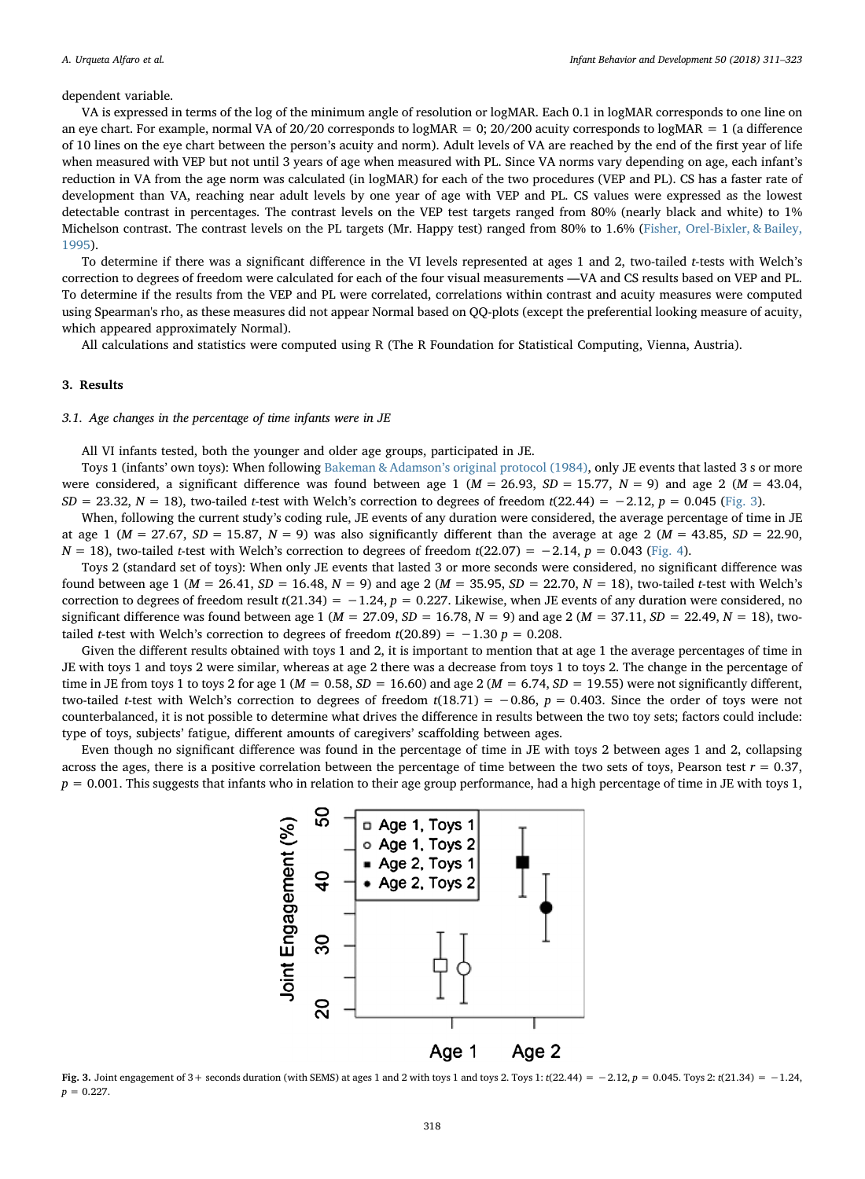dependent variable.

VA is expressed in terms of the log of the minimum angle of resolution or logMAR. Each 0.1 in logMAR corresponds to one line on an eye chart. For example, normal VA of 20/20 corresponds to logMAR = 0; 20/200 acuity corresponds to logMAR = 1 (a difference of 10 lines on the eye chart between the person's acuity and norm). Adult levels of VA are reached by the end of the first year of life when measured with VEP but not until 3 years of age when measured with PL. Since VA norms vary depending on age, each infant's reduction in VA from the age norm was calculated (in logMAR) for each of the two procedures (VEP and PL). CS has a faster rate of development than VA, reaching near adult levels by one year of age with VEP and PL. CS values were expressed as the lowest detectable contrast in percentages. The contrast levels on the VEP test targets ranged from 80% (nearly black and white) to 1% Michelson contrast. The contrast levels on the PL targets (Mr. Happy test) ranged from 80% to 1.6% (Fisher, Orel-Bixler, & Bailey, 1995).

To determine if there was a significant difference in the VI levels represented at ages 1 and 2, two-tailed *t*-tests with Welch's correction to degrees of freedom were calculated for each of the four visual measurements —VA and CS results based on VEP and PL. To determine if the results from the VEP and PL were correlated, correlations within contrast and acuity measures were computed using Spearman's rho, as these measures did not appear Normal based on QQ-plots (except the preferential looking measure of acuity, which appeared approximately Normal).

All calculations and statistics were computed using R (The R Foundation for Statistical Computing, Vienna, Austria).

## 3. Results

### 3.1. Age changes in the percentage of time infants were in JE

All VI infants tested, both the younger and older age groups, participated in JE.

Toys 1 (infants' own toys): When following Bakeman & Adamson's original protocol (1984), only JE events that lasted 3 s or more were considered, a significant difference was found between age 1 ($M$ = 26.93, $SD$ = 15.77, $N$ = 9) and age 2 ($M$ = 43.04, $SD$ = 23.32, $N$ = 18), two-tailed *t*-test with Welch's correction to degrees of freedom $t(22.44) = -2.12$, $p = 0.045$ (Fig. 3).

When, following the current study's coding rule, JE events of any duration were considered, the average percentage of time in JE at age 1 ($M$ = 27.67, $SD$ = 15.87, $N$ = 9) was also significantly different than the average at age 2 ($M$ = 43.85, $SD$ = 22.90, $N$ = 18), two-tailed *t*-test with Welch's correction to degrees of freedom $t(22.07) = -2.14$, $p = 0.043$ (Fig. 4).

Toys 2 (standard set of toys): When only JE events that lasted 3 or more seconds were considered, no significant difference was found between age 1 ($M$ = 26.41, $SD$ = 16.48, $N$ = 9) and age 2 ($M$ = 35.95, $SD$ = 22.70, $N$ = 18), two-tailed *t*-test with Welch's correction to degrees of freedom result $t(21.34) = -1.24$, $p = 0.227$. Likewise, when JE events of any duration were considered, no significant difference was found between age 1 ($M$ = 27.09, $SD$ = 16.78, $N$ = 9) and age 2 ($M$ = 37.11, $SD$ = 22.49, $N$ = 18), two-tailed *t*-test with Welch's correction to degrees of freedom $t(20.89) = -1.30$ $p = 0.208$.

Given the different results obtained with toys 1 and 2, it is important to mention that at age 1 the average percentages of time in JE with toys 1 and toys 2 were similar, whereas at age 2 there was a decrease from toys 1 to toys 2. The change in the percentage of time in JE from toys 1 to toys 2 for age 1 ($M$ = 0.58, $SD$ = 16.60) and age 2 ($M$ = 6.74, $SD$ = 19.55) were not significantly different, two-tailed *t*-test with Welch's correction to degrees of freedom $t(18.71) = -0.86$, $p = 0.403$. Since the order of toys were not counterbalanced, it is not possible to determine what drives the difference in results between the two toy sets; factors could include: type of toys, subjects' fatigue, different amounts of caregivers' scaffolding between ages.

Even though no significant difference was found in the percentage of time in JE with toys 2 between ages 1 and 2, collapsing across the ages, there is a positive correlation between the percentage of time between the two sets of toys, Pearson test $r = 0.37$, $p = 0.001$. This suggests that infants who in relation to their age group performance, had a high percentage of time in JE with toys 1,

**Fig. 3.** Joint engagement of 3+ seconds duration (with SEMS) at ages 1 and 2 with toys 1 and toys 2. Toys 1: $t(22.44) = -2.12$, $p = 0.045$. Toys 2: $t(21.34) = -1.24$, $p = 0.227$.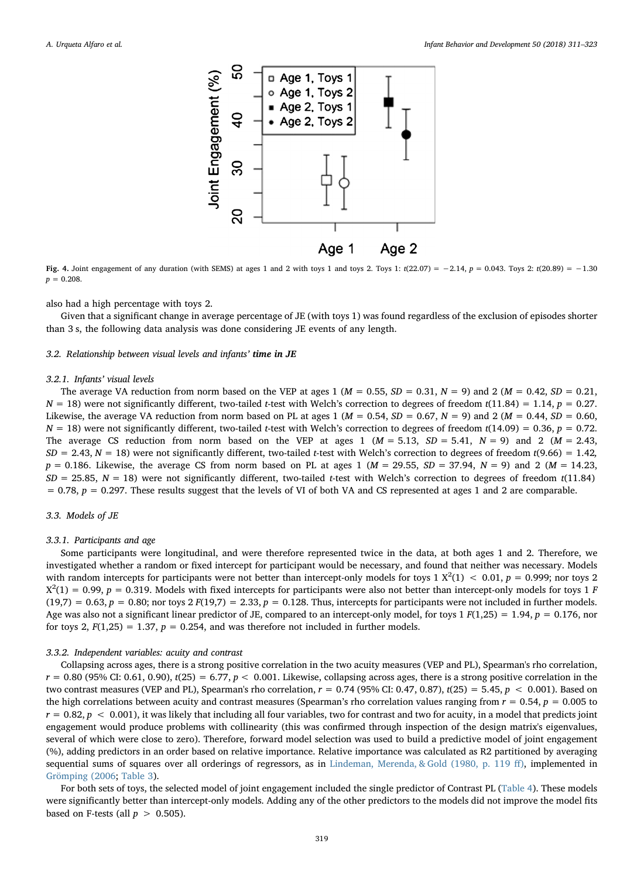Fig. 4. Joint engagement of any duration (with SEMS) at ages 1 and 2 with toys 1 and toys 2. Toys 1: $t(22.07) = -2.14$, $p = 0.043$. Toys 2: $t(20.89) = -1.30$ $p = 0.208$.

also had a high percentage with toys 2.

Given that a significant change in average percentage of JE (with toys 1) was found regardless of the exclusion of episodes shorter than 3 s, the following data analysis was done considering JE events of any length.

### 3.2. Relationship between visual levels and infants' **time in JE**

#### 3.2.1. Infants' visual levels

The average VA reduction from norm based on the VEP at ages 1 ($M = 0.55$, $SD = 0.31$, $N = 9$) and 2 ($M = 0.42$, $SD = 0.21$, $N = 18$) were not significantly different, two-tailed $t$-test with Welch's correction to degrees of freedom $t(11.84) = 1.14$, $p = 0.27$. Likewise, the average VA reduction from norm based on PL at ages 1 ($M = 0.54$, $SD = 0.67$, $N = 9$) and 2 ($M = 0.44$, $SD = 0.60$, $N = 18$) were not significantly different, two-tailed $t$-test with Welch's correction to degrees of freedom $t(14.09) = 0.36$, $p = 0.72$. The average CS reduction from norm based on the VEP at ages 1 ($M = 5.13$, $SD = 5.41$, $N = 9$) and 2 ($M = 2.43$, $SD = 2.43$, $N = 18$) were not significantly different, two-tailed $t$-test with Welch's correction to degrees of freedom $t(9.66) = 1.42$, $p = 0.186$. Likewise, the average CS from norm based on PL at ages 1 ($M = 29.55$, $SD = 37.94$, $N = 9$) and 2 ($M = 14.23$, $SD = 25.85$, $N = 18$) were not significantly different, two-tailed $t$-test with Welch's correction to degrees of freedom $t(11.84) = 0.78$, $p = 0.297$. These results suggest that the levels of VI of both VA and CS represented at ages 1 and 2 are comparable.

### 3.3. Models of JE

#### 3.3.1. Participants and age

Some participants were longitudinal, and were therefore represented twice in the data, at both ages 1 and 2. Therefore, we investigated whether a random or fixed intercept for participant would be necessary, and found that neither was necessary. Models with random intercepts for participants were not better than intercept-only models for toys 1 $X^2(1) < 0.01$, $p = 0.999$; nor toys 2 $X^2(1) = 0.99$, $p = 0.319$. Models with fixed intercepts for participants were also not better than intercept-only models for toys 1 $F(19,7) = 0.63$, $p = 0.80$; nor toys 2 $F(19,7) = 2.33$, $p = 0.128$. Thus, intercepts for participants were not included in further models. Age was also not a significant linear predictor of JE, compared to an intercept-only model, for toys 1 $F(1,25) = 1.94$, $p = 0.176$, nor for toys 2, $F(1,25) = 1.37$, $p = 0.254$, and was therefore not included in further models.

#### 3.3.2. Independent variables: acuity and contrast

Collapsing across ages, there is a strong positive correlation in the two acuity measures (VEP and PL), Spearman's rho correlation, $r = 0.80$ (95% CI: 0.61, 0.90), $t(25) = 6.77$, $p < 0.001$. Likewise, collapsing across ages, there is a strong positive correlation in the two contrast measures (VEP and PL), Spearman's rho correlation, $r = 0.74$ (95% CI: 0.47, 0.87), $t(25) = 5.45$, $p < 0.001$). Based on the high correlations between acuity and contrast measures (Spearman's rho correlation values ranging from $r = 0.54$, $p = 0.005$ to $r = 0.82$, $p < 0.001$), it was likely that including all four variables, two for contrast and two for acuity, in a model that predicts joint engagement would produce problems with collinearity (this was confirmed through inspection of the design matrix's eigenvalues, several of which were close to zero). Therefore, forward model selection was used to build a predictive model of joint engagement (%), adding predictors in an order based on relative importance. Relative importance was calculated as R2 partitioned by averaging sequential sums of squares over all orderings of regressors, as in Lindeman, Merenda, & Gold (1980, p. 119 ff), implemented in Grömping (2006; Table 3).

For both sets of toys, the selected model of joint engagement included the single predictor of Contrast PL (Table 4). These models were significantly better than intercept-only models. Adding any of the other predictors to the models did not improve the model fits based on F-tests (all $p > 0.505$).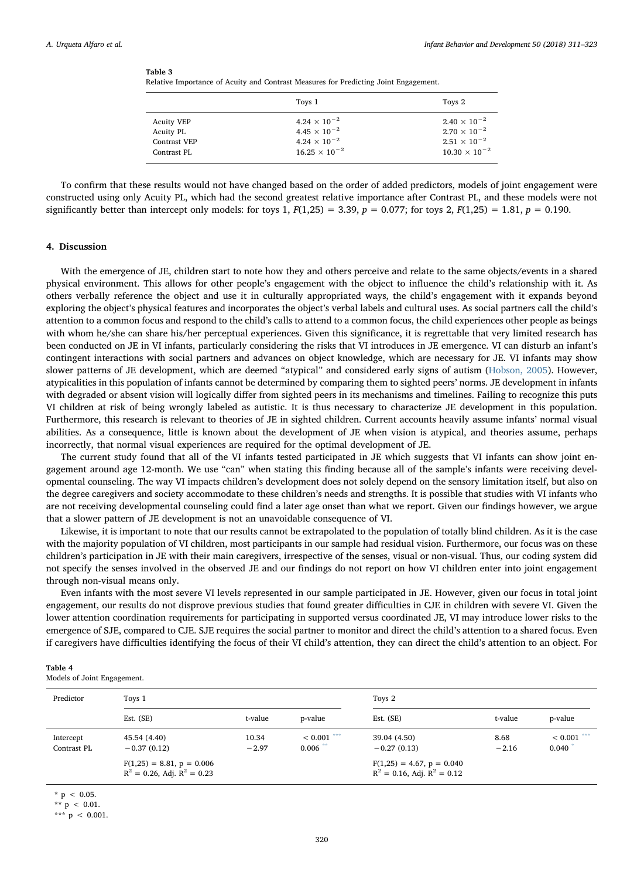**Table 3**
Relative Importance of Acuity and Contrast Measures for Predicting Joint Engagement.

| | Toys 1 | Toys 2 |
|---|---|---|
| Acuity VEP | $4.24 \times 10^{-2}$ | $2.40 \times 10^{-2}$ |
| Acuity PL | $4.45 \times 10^{-2}$ | $2.70 \times 10^{-2}$ |
| Contrast VEP | $4.24 \times 10^{-2}$ | $2.51 \times 10^{-2}$ |
| Contrast PL | $16.25 \times 10^{-2}$ | $10.30 \times 10^{-2}$ |

To confirm that these results would not have changed based on the order of added predictors, models of joint engagement were constructed using only Acuity PL, which had the second greatest relative importance after Contrast PL, and these models were not significantly better than intercept only models: for toys 1, $F(1,25) = 3.39$, $p = 0.077$; for toys 2, $F(1,25) = 1.81$, $p = 0.190$.

## 4. Discussion

With the emergence of JE, children start to note how they and others perceive and relate to the same objects/events in a shared physical environment. This allows for other people's engagement with the object to influence the child's relationship with it. As others verbally reference the object and use it in culturally appropriated ways, the child's engagement with it expands beyond exploring the object's physical features and incorporates the object's verbal labels and cultural uses. As social partners call the child's attention to a common focus and respond to the child's calls to attend to a common focus, the child experiences other people as beings with whom he/she can share his/her perceptual experiences. Given this significance, it is regrettable that very limited research has been conducted on JE in VI infants, particularly considering the risks that VI introduces in JE emergence. VI can disturb an infant's contingent interactions with social partners and advances on object knowledge, which are necessary for JE. VI infants may show slower patterns of JE development, which are deemed "atypical" and considered early signs of autism (Hobson, 2005). However, atypicalities in this population of infants cannot be determined by comparing them to sighted peers' norms. JE development in infants with degraded or absent vision will logically differ from sighted peers in its mechanisms and timelines. Failing to recognize this puts VI children at risk of being wrongly labeled as autistic. It is thus necessary to characterize JE development in this population. Furthermore, this research is relevant to theories of JE in sighted children. Current accounts heavily assume infants' normal visual abilities. As a consequence, little is known about the development of JE when vision is atypical, and theories assume, perhaps incorrectly, that normal visual experiences are required for the optimal development of JE.

The current study found that all of the VI infants tested participated in JE which suggests that VI infants can show joint engagement around age 12-month. We use "can" when stating this finding because all of the sample's infants were receiving developmental counseling. The way VI impacts children's development does not solely depend on the sensory limitation itself, but also on the degree caregivers and society accommodate to these children's needs and strengths. It is possible that studies with VI infants who are not receiving developmental counseling could find a later age onset than what we report. Given our findings however, we argue that a slower pattern of JE development is not an unavoidable consequence of VI.

Likewise, it is important to note that our results cannot be extrapolated to the population of totally blind children. As it is the case with the majority population of VI children, most participants in our sample had residual vision. Furthermore, our focus was on these children's participation in JE with their main caregivers, irrespective of the senses, visual or non-visual. Thus, our coding system did not specify the senses involved in the observed JE and our findings do not report on how VI children enter into joint engagement through non-visual means only.

Even infants with the most severe VI levels represented in our sample participated in JE. However, given our focus in total joint engagement, our results do not disprove previous studies that found greater difficulties in CJE in children with severe VI. Given the lower attention coordination requirements for participating in supported versus coordinated JE, VI may introduce lower risks to the emergence of SJE, compared to CJE. SJE requires the social partner to monitor and direct the child's attention to a shared focus. Even if caregivers have difficulties identifying the focus of their VI child's attention, they can direct the child's attention to an object. For

**Table 4**
Models of Joint Engagement.

| Predictor | Toys 1 | | | Toys 2 | | |
|---|---|---|---|---|---|---|
| | Est. (SE) | t-value | p-value | Est. (SE) | t-value | p-value |
| Intercept | 45.54 (4.40) | 10.34 | < 0.001 *** | 39.04 (4.50) | 8.68 | < 0.001 *** |
| Contrast PL | −0.37 (0.12) | −2.97 | 0.006 ** | −0.27 (0.13) | −2.16 | 0.040 * |
| | $F(1,25) = 8.81$, $p = 0.006$; $R^2 = 0.26$, Adj. $R^2 = 0.23$ | | | $F(1,25) = 4.67$, $p = 0.040$; $R^2 = 0.16$, Adj. $R^2 = 0.12$ | | |

\* $p < 0.05$.
\*\* $p < 0.01$.
\*\*\* $p < 0.001$.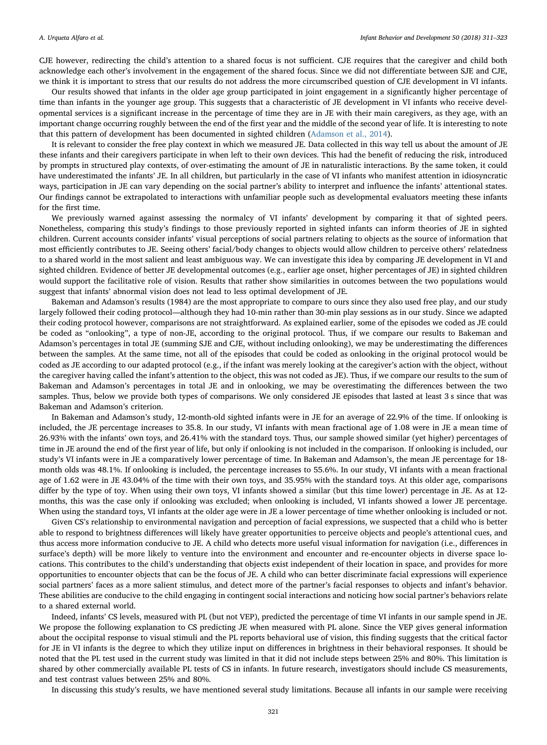CJE however, redirecting the child's attention to a shared focus is not sufficient. CJE requires that the caregiver and child both acknowledge each other's involvement in the engagement of the shared focus. Since we did not differentiate between SJE and CJE, we think it is important to stress that our results do not address the more circumscribed question of CJE development in VI infants.

Our results showed that infants in the older age group participated in joint engagement in a significantly higher percentage of time than infants in the younger age group. This suggests that a characteristic of JE development in VI infants who receive developmental services is a significant increase in the percentage of time they are in JE with their main caregivers, as they age, with an important change occurring roughly between the end of the first year and the middle of the second year of life. It is interesting to note that this pattern of development has been documented in sighted children (Adamson et al., 2014).

It is relevant to consider the free play context in which we measured JE. Data collected in this way tell us about the amount of JE these infants and their caregivers participate in when left to their own devices. This had the benefit of reducing the risk, introduced by prompts in structured play contexts, of over-estimating the amount of JE in naturalistic interactions. By the same token, it could have underestimated the infants' JE. In all children, but particularly in the case of VI infants who manifest attention in idiosyncratic ways, participation in JE can vary depending on the social partner's ability to interpret and influence the infants' attentional states. Our findings cannot be extrapolated to interactions with unfamiliar people such as developmental evaluators meeting these infants for the first time.

We previously warned against assessing the normalcy of VI infants' development by comparing it that of sighted peers. Nonetheless, comparing this study's findings to those previously reported in sighted infants can inform theories of JE in sighted children. Current accounts consider infants' visual perceptions of social partners relating to objects as the source of information that most efficiently contributes to JE. Seeing others' facial/body changes to objects would allow children to perceive others' relatedness to a shared world in the most salient and least ambiguous way. We can investigate this idea by comparing JE development in VI and sighted children. Evidence of better JE developmental outcomes (e.g., earlier age onset, higher percentages of JE) in sighted children would support the facilitative role of vision. Results that rather show similarities in outcomes between the two populations would suggest that infants' abnormal vision does not lead to less optimal development of JE.

Bakeman and Adamson's results (1984) are the most appropriate to compare to ours since they also used free play, and our study largely followed their coding protocol—although they had 10-min rather than 30-min play sessions as in our study. Since we adapted their coding protocol however, comparisons are not straightforward. As explained earlier, some of the episodes we coded as JE could be coded as "onlooking", a type of non-JE, according to the original protocol. Thus, if we compare our results to Bakeman and Adamson's percentages in total JE (summing SJE and CJE, without including onlooking), we may be underestimating the differences between the samples. At the same time, not all of the episodes that could be coded as onlooking in the original protocol would be coded as JE according to our adapted protocol (e.g., if the infant was merely looking at the caregiver's action with the object, without the caregiver having called the infant's attention to the object, this was not coded as JE). Thus, if we compare our results to the sum of Bakeman and Adamson's percentages in total JE and in onlooking, we may be overestimating the differences between the two samples. Thus, below we provide both types of comparisons. We only considered JE episodes that lasted at least 3 s since that was Bakeman and Adamson's criterion.

In Bakeman and Adamson's study, 12-month-old sighted infants were in JE for an average of 22.9% of the time. If onlooking is included, the JE percentage increases to 35.8. In our study, VI infants with mean fractional age of 1.08 were in JE a mean time of 26.93% with the infants' own toys, and 26.41% with the standard toys. Thus, our sample showed similar (yet higher) percentages of time in JE around the end of the first year of life, but only if onlooking is not included in the comparison. If onlooking is included, our study's VI infants were in JE a comparatively lower percentage of time. In Bakeman and Adamson's, the mean JE percentage for 18-month olds was 48.1%. If onlooking is included, the percentage increases to 55.6%. In our study, VI infants with a mean fractional age of 1.62 were in JE 43.04% of the time with their own toys, and 35.95% with the standard toys. At this older age, comparisons differ by the type of toy. When using their own toys, VI infants showed a similar (but this time lower) percentage in JE. As at 12-months, this was the case only if onlooking was excluded; when onlooking is included, VI infants showed a lower JE percentage. When using the standard toys, VI infants at the older age were in JE a lower percentage of time whether onlooking is included or not.

Given CS's relationship to environmental navigation and perception of facial expressions, we suspected that a child who is better able to respond to brightness differences will likely have greater opportunities to perceive objects and people's attentional cues, and thus access more information conducive to JE. A child who detects more useful visual information for navigation (i.e., differences in surface's depth) will be more likely to venture into the environment and encounter and re-encounter objects in diverse space locations. This contributes to the child's understanding that objects exist independent of their location in space, and provides for more opportunities to encounter objects that can be the focus of JE. A child who can better discriminate facial expressions will experience social partners' faces as a more salient stimulus, and detect more of the partner's facial responses to objects and infant's behavior. These abilities are conducive to the child engaging in contingent social interactions and noticing how social partner's behaviors relate to a shared external world.

Indeed, infants' CS levels, measured with PL (but not VEP), predicted the percentage of time VI infants in our sample spend in JE. We propose the following explanation to CS predicting JE when measured with PL alone. Since the VEP gives general information about the occipital response to visual stimuli and the PL reports behavioral use of vision, this finding suggests that the critical factor for JE in VI infants is the degree to which they utilize input on differences in brightness in their behavioral responses. It should be noted that the PL test used in the current study was limited in that it did not include steps between 25% and 80%. This limitation is shared by other commercially available PL tests of CS in infants. In future research, investigators should include CS measurements, and test contrast values between 25% and 80%.

In discussing this study's results, we have mentioned several study limitations. Because all infants in our sample were receiving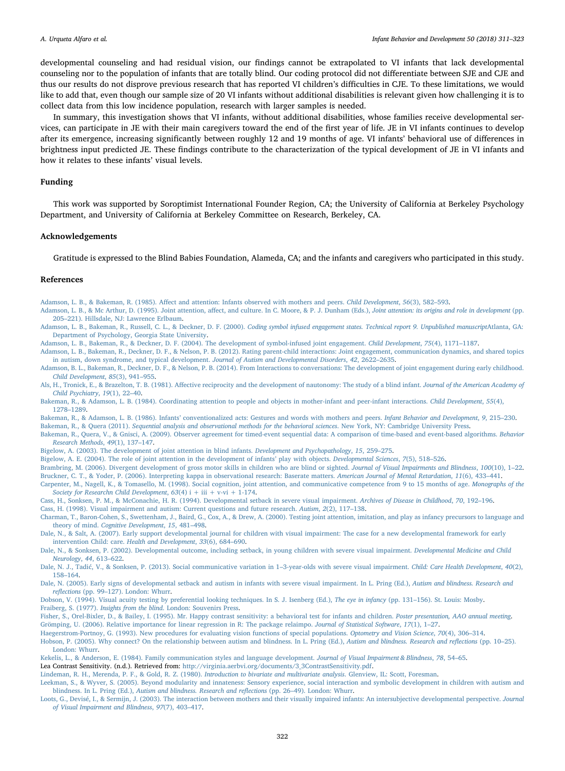developmental counseling and had residual vision, our findings cannot be extrapolated to VI infants that lack developmental counseling nor to the population of infants that are totally blind. Our coding protocol did not differentiate between SJE and CJE and thus our results do not disprove previous research that has reported VI children's difficulties in CJE. To these limitations, we would like to add that, even though our sample size of 20 VI infants without additional disabilities is relevant given how challenging it is to collect data from this low incidence population, research with larger samples is needed.

In summary, this investigation shows that VI infants, without additional disabilities, whose families receive developmental services, can participate in JE with their main caregivers toward the end of the first year of life. JE in VI infants continues to develop after its emergence, increasing significantly between roughly 12 and 19 months of age. VI infants' behavioral use of differences in brightness input predicted JE. These findings contribute to the characterization of the typical development of JE in VI infants and how it relates to these infants' visual levels.

## Funding

This work was supported by Soroptimist International Founder Region, CA; the University of California at Berkeley Psychology Department, and University of California at Berkeley Committee on Research, Berkeley, CA.

## Acknowledgements

Gratitude is expressed to the Blind Babies Foundation, Alameda, CA; and the infants and caregivers who participated in this study.

## References

Adamson, L. B., & Bakeman, R. (1985). Affect and attention: Infants observed with mothers and peers. *Child Development*, *56*(3), 582–593.

Adamson, L. B., & Mc Arthur, D. (1995). Joint attention, affect, and culture. In C. Moore, & P. J. Dunham (Eds.), *Joint attention: its origins and role in development* (pp. 205–221). Hillsdale, NJ: Lawrence Erlbaum.

Adamson, L. B., Bakeman, R., Russell, C. L., & Deckner, D. F. (2000). *Coding symbol infused engagement states. Technical report 9. Unpublished manuscript*Atlanta, GA: Department of Psychology, Georgia State University.

Adamson, L. B., Bakeman, R., & Deckner, D. F. (2004). The development of symbol-infused joint engagement. *Child Development*, *75*(4), 1171–1187.

Adamson, L. B., Bakeman, R., Deckner, D. F., & Nelson, P. B. (2012). Rating parent-child interactions: Joint engagement, communication dynamics, and shared topics in autism, down syndrome, and typical development. *Journal of Autism and Developmental Disorders*, *42*, 2622–2635.

Adamson, B. L., Bakeman, R., Deckner, D. F., & Nelson, P. B. (2014). From Interactions to conversations: The development of joint engagement during early childhood. *Child Development*, *85*(3), 941–955.

Als, H., Tronick, E., & Brazelton, T. B. (1981). Affective reciprocity and the development of nautonomy: The study of a blind infant. *Journal of the American Academy of Child Psychiatry*, *19*(1), 22–40.

Bakeman, R., & Adamson, L. B. (1984). Coordinating attention to people and objects in mother-infant and peer-infant interactions. *Child Development*, *55*(4), 1278–1289.

Bakeman, R., & Adamson, L. B. (1986). Infants' conventionalized acts: Gestures and words with mothers and peers. *Infant Behavior and Development*, *9*, 215–230.

Bakeman, R., & Quera (2011). *Sequential analysis and observational methods for the behavioral sciences*. New York, NY: Cambridge University Press.

Bakeman, R., Quera, V., & Gnisci, A. (2009). Observer agreement for timed-event sequential data: A comparison of time-based and event-based algorithms. *Behavior Research Methods*, *49*(1), 137–147.

Bigelow, A. (2003). The development of joint attention in blind infants. *Development and Psychopathology*, *15*, 259–275.

Bigelow, A. E. (2004). The role of joint attention in the development of infants' play with objects. *Developmental Sciences*, *7*(5), 518–526.

Brambring, M. (2006). Divergent development of gross motor skills in children who are blind or sighted. *Journal of Visual Impairments and Blindness*, *100*(10), 1–22.

Bruckner, C. T., & Yoder, P. (2006). Interpreting kappa in observational research: Baserate matters. *American Journal of Mental Retardation*, *11*(6), 433–441.

Carpenter, M., Nagell, K., & Tomasello, M. (1998). Social cognition, joint attention, and communicative competence from 9 to 15 months of age. *Monographs of the Society for Researchn Child Development*, *63*(4) i + iii + v-vi + 1-174.

Cass, H., Sonksen, P. M., & McConachie, H. R. (1994). Developmental setback in severe visual impairment. *Archives of Disease in Childhood*, *70*, 192–196.

Cass, H. (1998). Visual impairment and autism: Current questions and future research. *Autism*, *2*(2), 117–138.

Charman, T., Baron-Cohen, S., Swettenham, J., Baird, G., Cox, A., & Drew, A. (2000). Testing joint attention, imitation, and play as infancy precursors to language and theory of mind. *Cognitive Development*, *15*, 481–498.

Dale, N., & Salt, A. (2007). Early support developmental journal for children with visual impairment: The case for a new developmental framework for early intervention Child: care. *Health and Development*, *33*(6), 684–690.

Dale, N., & Sonksen, P. (2002). Developmental outcome, including setback, in young children with severe visual impairment. *Developmental Medicine and Child Neurology*, *44*, 613–622.

Dale, N. J., Tadić, V., & Sonksen, P. (2013). Social communicative variation in 1–3-year-olds with severe visual impairment. *Child: Care Health Development*, *40*(2), 158–164.

Dale, N. (2005). Early signs of developmental setback and autism in infants with severe visual impairment. In L. Pring (Ed.), *Autism and blindness. Research and reflections* (pp. 99–127). London: Whurr.

Dobson, V. (1994). Visual acuity testing by preferential looking techniques. In S. J. Isenberg (Ed.), *The eye in infancy* (pp. 131–156). St. Louis: Mosby.

Fraiberg, S. (1977). *Insights from the blind*. London: Souvenirs Press.

Fisher, S., Orel-Bixler, D., & Bailey, I. (1995). Mr. Happy contrast sensitivity: a behavioral test for infants and children. *Poster presentation, AAO annual meeting*.

Grömping, U. (2006). Relative importance for linear regression in R: The package relaimpo. *Journal of Statistical Software*, *17*(1), 1–27.

Haegerstrom-Portnoy, G. (1993). New procedures for evaluating vision functions of special populations. *Optometry and Vision Science*, *70*(4), 306–314.

Hobson, P. (2005). Why connect? On the relationship between autism and blindness. In L. Pring (Ed.), *Autism and blindness. Research and reflections* (pp. 10–25). London: Whurr.

Kekelis, L., & Anderson, E. (1984). Family communication styles and language development. *Journal of Visual Impairment & Blindness*, *78*, 54–65.

Lea Contrast Sensitivity. (n.d.). Retrieved from: http://virginia.aerbvi.org/documents/3_3ContrastSensitivity.pdf.

Lindeman, R. H., Merenda, P. F., & Gold, R. Z. (1980). *Introduction to bivariate and multivariate analysis*. Glenview, IL: Scott, Foresman.

Leekman, S., & Wyver, S. (2005). Beyond modularity and innateness: Sensory experience, social interaction and symbolic development in children with autism and blindness. In L. Pring (Ed.), *Autism and blindness. Research and reflections* (pp. 26–49). London: Whurr.

Loots, G., Devisé, I., & Sermijn, J. (2003). The interaction between mothers and their visually impaired infants: An intersubjective developmental perspective. *Journal of Visual Impairment and Blindness*, *97*(7), 403–417.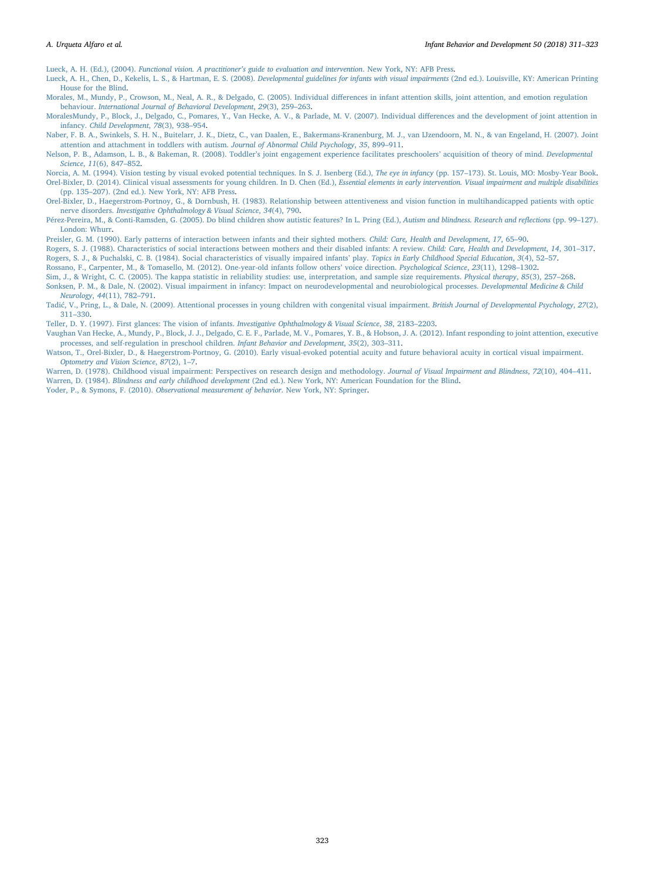Lueck, A. H. (Ed.), (2004). *Functional vision. A practitioner's guide to evaluation and intervention*. New York, NY: AFB Press.

Lueck, A. H., Chen, D., Kekelis, L. S., & Hartman, E. S. (2008). *Developmental guidelines for infants with visual impairments* (2nd ed.). Louisville, KY: American Printing House for the Blind.

Morales, M., Mundy, P., Crowson, M., Neal, A. R., & Delgado, C. (2005). Individual differences in infant attention skills, joint attention, and emotion regulation behaviour. *International Journal of Behavioral Development*, *29*(3), 259–263.

MoralesMundy, P., Block, J., Delgado, C., Pomares, Y., Van Hecke, A. V., & Parlade, M. V. (2007). Individual differences and the development of joint attention in infancy. *Child Development*, *78*(3), 938–954.

Naber, F. B. A., Swinkels, S. H. N., Buitelarr, J. K., Dietz, C., van Daalen, E., Bakermans-Kranenburg, M. J., van IJzendoorn, M. N., & van Engeland, H. (2007). Joint attention and attachment in toddlers with autism. *Journal of Abnormal Child Psychology*, *35*, 899–911.

Nelson, P. B., Adamson, L. B., & Bakeman, R. (2008). Toddler's joint engagement experience facilitates preschoolers' acquisition of theory of mind. *Developmental Science*, *11*(6), 847–852.

Norcia, A. M. (1994). Vision testing by visual evoked potential techniques. In S. J. Isenberg (Ed.), *The eye in infancy* (pp. 157–173). St. Louis, MO: Mosby-Year Book.

Orel-Bixler, D. (2014). Clinical visual assessments for young children. In D. Chen (Ed.), *Essential elements in early intervention. Visual impairment and multiple disabilities* (pp. 135–207). (2nd ed.). New York, NY: AFB Press.

Orel-Bixler, D., Haegerstrom-Portnoy, G., & Dornbush, H. (1983). Relationship between attentiveness and vision function in multihandicapped patients with optic nerve disorders. *Investigative Ophthalmology & Visual Science*, *34*(4), 790.

Pérez-Pereira, M., & Conti-Ramsden, G. (2005). Do blind children show autistic features? In L. Pring (Ed.), *Autism and blindness. Research and reflections* (pp. 99–127). London: Whurr.

Preisler, G. M. (1990). Early patterns of interaction between infants and their sighted mothers. *Child: Care, Health and Development*, *17*, 65–90.

Rogers, S. J. (1988). Characteristics of social interactions between mothers and their disabled infants: A review. *Child: Care, Health and Development*, *14*, 301–317.

Rogers, S. J., & Puchalski, C. B. (1984). Social characteristics of visually impaired infants' play. *Topics in Early Childhood Special Education*, *3*(4), 52–57.

Rossano, F., Carpenter, M., & Tomasello, M. (2012). One-year-old infants follow others' voice direction. *Psychological Science*, *23*(11), 1298–1302.

Sim, J., & Wright, C. C. (2005). The kappa statistic in reliability studies: use, interpretation, and sample size requirements. *Physical therapy*, *85*(3), 257–268.

Sonksen, P. M., & Dale, N. (2002). Visual impairment in infancy: Impact on neurodevelopmental and neurobiological processes. *Developmental Medicine & Child Neurology*, *44*(11), 782–791.

Tadić, V., Pring, L., & Dale, N. (2009). Attentional processes in young children with congenital visual impairment. *British Journal of Developmental Psychology*, *27*(2), 311–330.

Teller, D. Y. (1997). First glances: The vision of infants. *Investigative Ophthalmology & Visual Science*, *38*, 2183–2203.

Vaughan Van Hecke, A., Mundy, P., Block, J. J., Delgado, C. E. F., Parlade, M. V., Pomares, Y. B., & Hobson, J. A. (2012). Infant responding to joint attention, executive processes, and self-regulation in preschool children. *Infant Behavior and Development*, *35*(2), 303–311.

Watson, T., Orel-Bixler, D., & Haegerstrom-Portnoy, G. (2010). Early visual-evoked potential acuity and future behavioral acuity in cortical visual impairment. *Optometry and Vision Science*, *87*(2), 1–7.

Warren, D. (1978). Childhood visual impairment: Perspectives on research design and methodology. *Journal of Visual Impairment and Blindness*, *72*(10), 404–411.

Warren, D. (1984). *Blindness and early childhood development* (2nd ed.). New York, NY: American Foundation for the Blind.

Yoder, P., & Symons, F. (2010). *Observational measurement of behavior*. New York, NY: Springer.